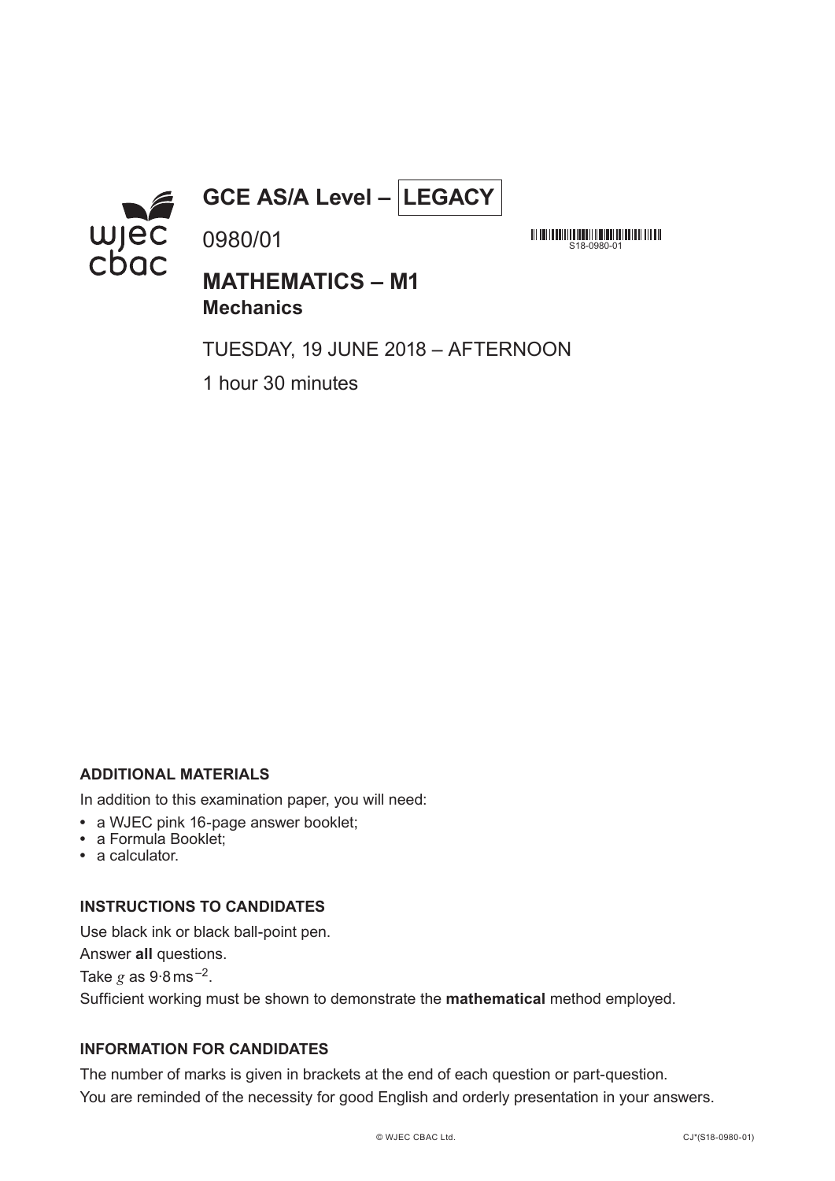# GCE AS/A Level – LEGACY

0980/01

S18-0980-01

## MATHEMATICS – M1
### Mechanics

TUESDAY, 19 JUNE 2018 – AFTERNOON

1 hour 30 minutes

**ADDITIONAL MATERIALS**

In addition to this examination paper, you will need:

- a WJEC pink 16-page answer booklet;
- a Formula Booklet;
- a calculator.

**INSTRUCTIONS TO CANDIDATES**

Use black ink or black ball-point pen.

Answer **all** questions.

Take $g$ as $9{\cdot}8\,\text{ms}^{-2}$.

Sufficient working must be shown to demonstrate the **mathematical** method employed.

**INFORMATION FOR CANDIDATES**

The number of marks is given in brackets at the end of each question or part-question.

You are reminded of the necessity for good English and orderly presentation in your answers.

© WJEC CBAC Ltd. CJ*(S18-0980-01)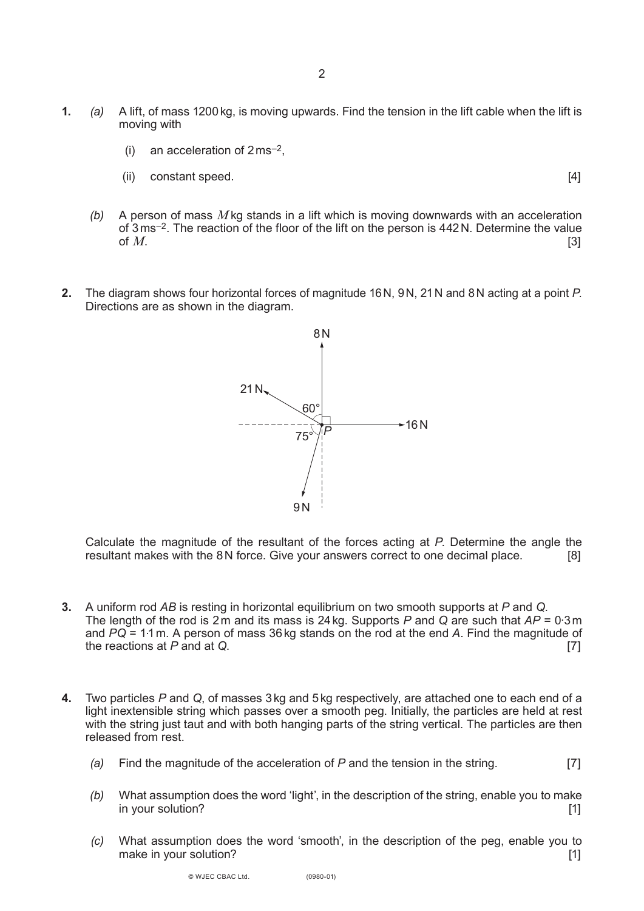**1.** *(a)* A lift, of mass 1200 kg, is moving upwards. Find the tension in the lift cable when the lift is moving with

(i) an acceleration of $2\,\text{ms}^{-2}$,

(ii) constant speed. [4]

*(b)* A person of mass $M$ kg stands in a lift which is moving downwards with an acceleration of $3\,\text{ms}^{-2}$. The reaction of the floor of the lift on the person is 442 N. Determine the value of $M$. [3]

**2.** The diagram shows four horizontal forces of magnitude 16 N, 9 N, 21 N and 8 N acting at a point *P*. Directions are as shown in the diagram.

8 N

21 N 60°

75° *P* 16 N

9 N

Calculate the magnitude of the resultant of the forces acting at *P*. Determine the angle the resultant makes with the 8 N force. Give your answers correct to one decimal place. [8]

**3.** A uniform rod *AB* is resting in horizontal equilibrium on two smooth supports at *P* and *Q*. The length of the rod is 2 m and its mass is 24 kg. Supports *P* and *Q* are such that *AP* = 0·3 m and *PQ* = 1·1 m. A person of mass 36 kg stands on the rod at the end *A*. Find the magnitude of the reactions at *P* and at *Q*. [7]

**4.** Two particles *P* and *Q*, of masses 3 kg and 5 kg respectively, are attached one to each end of a light inextensible string which passes over a smooth peg. Initially, the particles are held at rest with the string just taut and with both hanging parts of the string vertical. The particles are then released from rest.

*(a)* Find the magnitude of the acceleration of *P* and the tension in the string. [7]

*(b)* What assumption does the word 'light', in the description of the string, enable you to make in your solution? [1]

*(c)* What assumption does the word 'smooth', in the description of the peg, enable you to make in your solution? [1]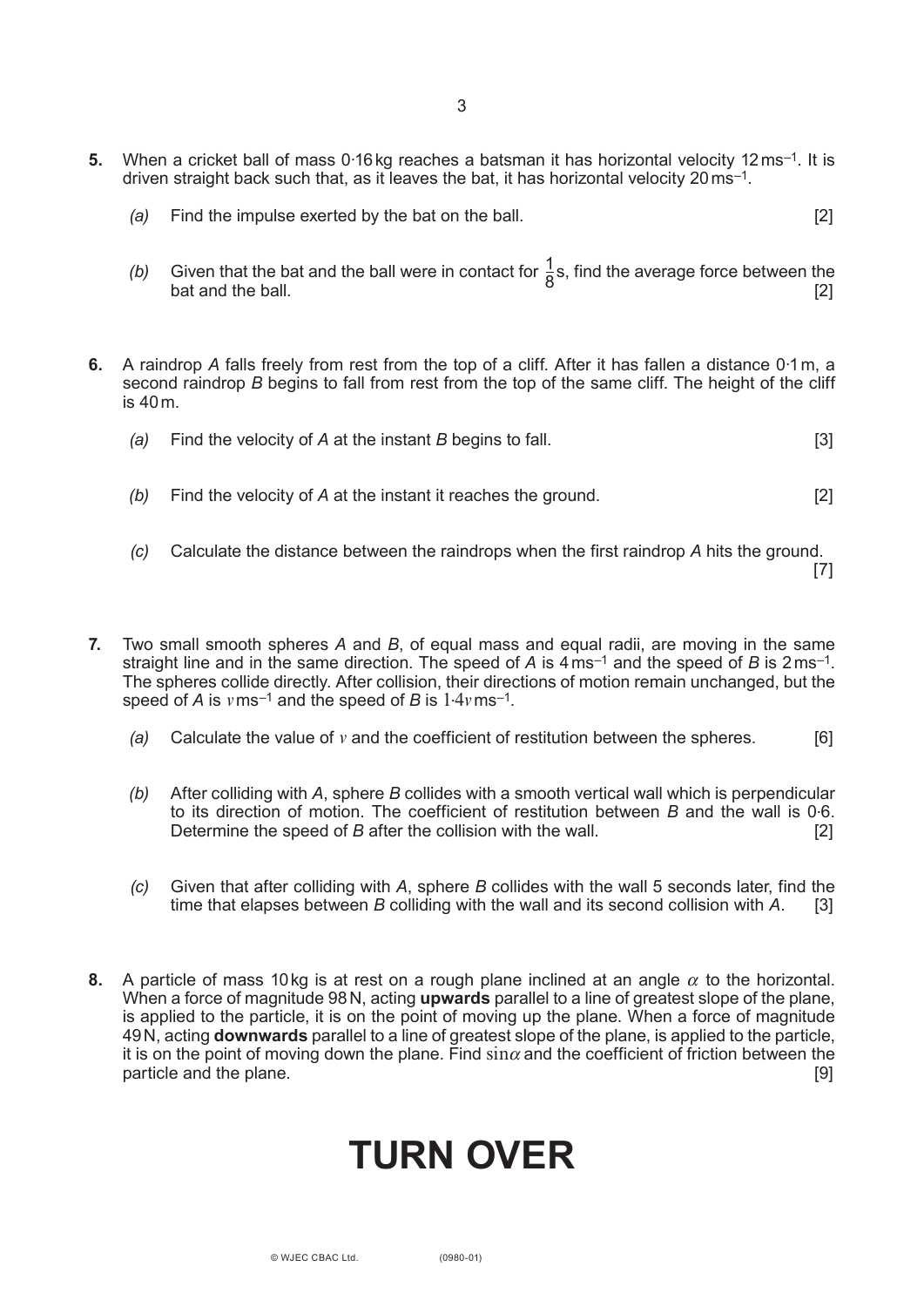**5.** When a cricket ball of mass 0·16 kg reaches a batsman it has horizontal velocity 12 $\text{ms}^{-1}$. It is driven straight back such that, as it leaves the bat, it has horizontal velocity 20 $\text{ms}^{-1}$.

*(a)* Find the impulse exerted by the bat on the ball. [2]

*(b)* Given that the bat and the ball were in contact for $\frac{1}{8}$ s, find the average force between the bat and the ball. [2]

**6.** A raindrop *A* falls freely from rest from the top of a cliff. After it has fallen a distance 0·1 m, a second raindrop *B* begins to fall from rest from the top of the same cliff. The height of the cliff is 40 m.

*(a)* Find the velocity of *A* at the instant *B* begins to fall. [3]

*(b)* Find the velocity of *A* at the instant it reaches the ground. [2]

*(c)* Calculate the distance between the raindrops when the first raindrop *A* hits the ground. [7]

**7.** Two small smooth spheres *A* and *B*, of equal mass and equal radii, are moving in the same straight line and in the same direction. The speed of *A* is 4 $\text{ms}^{-1}$ and the speed of *B* is 2 $\text{ms}^{-1}$. The spheres collide directly. After collision, their directions of motion remain unchanged, but the speed of *A* is $v\,\text{ms}^{-1}$ and the speed of *B* is $1{\cdot}4v\,\text{ms}^{-1}$.

*(a)* Calculate the value of $v$ and the coefficient of restitution between the spheres. [6]

*(b)* After colliding with *A*, sphere *B* collides with a smooth vertical wall which is perpendicular to its direction of motion. The coefficient of restitution between *B* and the wall is 0·6. Determine the speed of *B* after the collision with the wall. [2]

*(c)* Given that after colliding with *A*, sphere *B* collides with the wall 5 seconds later, find the time that elapses between *B* colliding with the wall and its second collision with *A*. [3]

**8.** A particle of mass 10 kg is at rest on a rough plane inclined at an angle $\alpha$ to the horizontal. When a force of magnitude 98 N, acting **upwards** parallel to a line of greatest slope of the plane, is applied to the particle, it is on the point of moving up the plane. When a force of magnitude 49 N, acting **downwards** parallel to a line of greatest slope of the plane, is applied to the particle, it is on the point of moving down the plane. Find $\sin\alpha$ and the coefficient of friction between the particle and the plane. [9]

# TURN OVER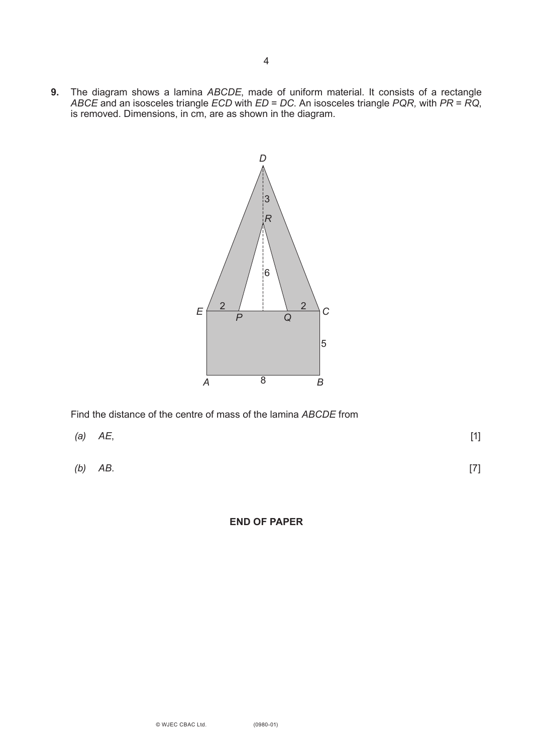**9.** The diagram shows a lamina *ABCDE*, made of uniform material. It consists of a rectangle *ABCE* and an isosceles triangle *ECD* with *ED* = *DC*. An isosceles triangle *PQR*, with *PR* = *RQ*, is removed. Dimensions, in cm, are as shown in the diagram.

D
3
R
6
E 2 P Q 2 C
5
A 8 B

Find the distance of the centre of mass of the lamina *ABCDE* from

*(a)* *AE*, [1]

*(b)* *AB*. [7]

**END OF PAPER**